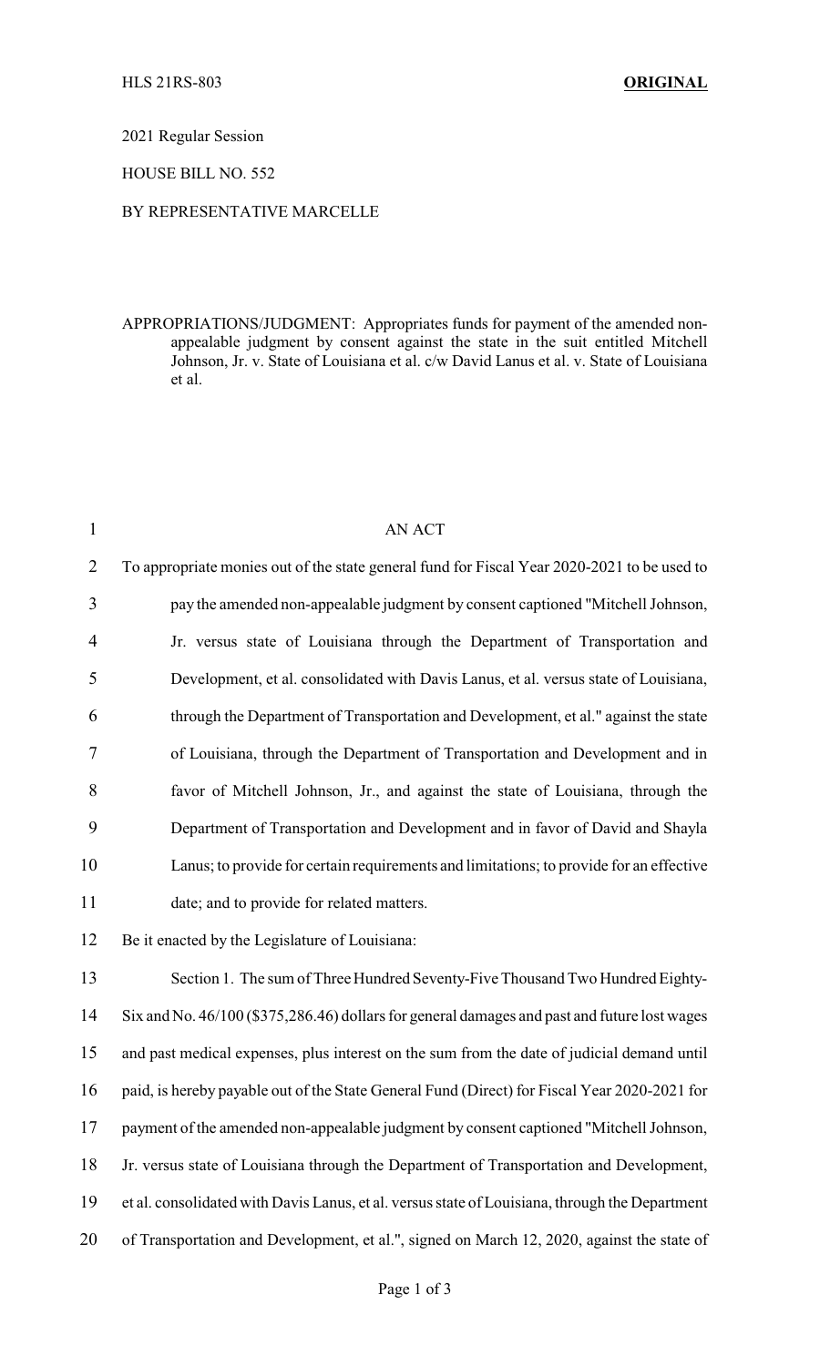HLS 21RS-803 **ORIGINAL**

2021 Regular Session

HOUSE BILL NO. 552

BY REPRESENTATIVE MARCELLE

APPROPRIATIONS/JUDGMENT: Appropriates funds for payment of the amended non-appealable judgment by consent against the state in the suit entitled Mitchell Johnson, Jr. v. State of Louisiana et al. c/w David Lanus et al. v. State of Louisiana et al.

AN ACT

To appropriate monies out of the state general fund for Fiscal Year 2020-2021 to be used to pay the amended non-appealable judgment by consent captioned "Mitchell Johnson, Jr. versus state of Louisiana through the Department of Transportation and Development, et al. consolidated with Davis Lanus, et al. versus state of Louisiana, through the Department of Transportation and Development, et al." against the state of Louisiana, through the Department of Transportation and Development and in favor of Mitchell Johnson, Jr., and against the state of Louisiana, through the Department of Transportation and Development and in favor of David and Shayla Lanus; to provide for certain requirements and limitations; to provide for an effective date; and to provide for related matters.

Be it enacted by the Legislature of Louisiana:

Section 1. The sum of Three Hundred Seventy-Five Thousand Two Hundred Eighty-Six and No. 46/100 ($375,286.46) dollars for general damages and past and future lost wages and past medical expenses, plus interest on the sum from the date of judicial demand until paid, is hereby payable out of the State General Fund (Direct) for Fiscal Year 2020-2021 for payment of the amended non-appealable judgment by consent captioned "Mitchell Johnson, Jr. versus state of Louisiana through the Department of Transportation and Development, et al. consolidated with Davis Lanus, et al. versus state of Louisiana, through the Department of Transportation and Development, et al.", signed on March 12, 2020, against the state of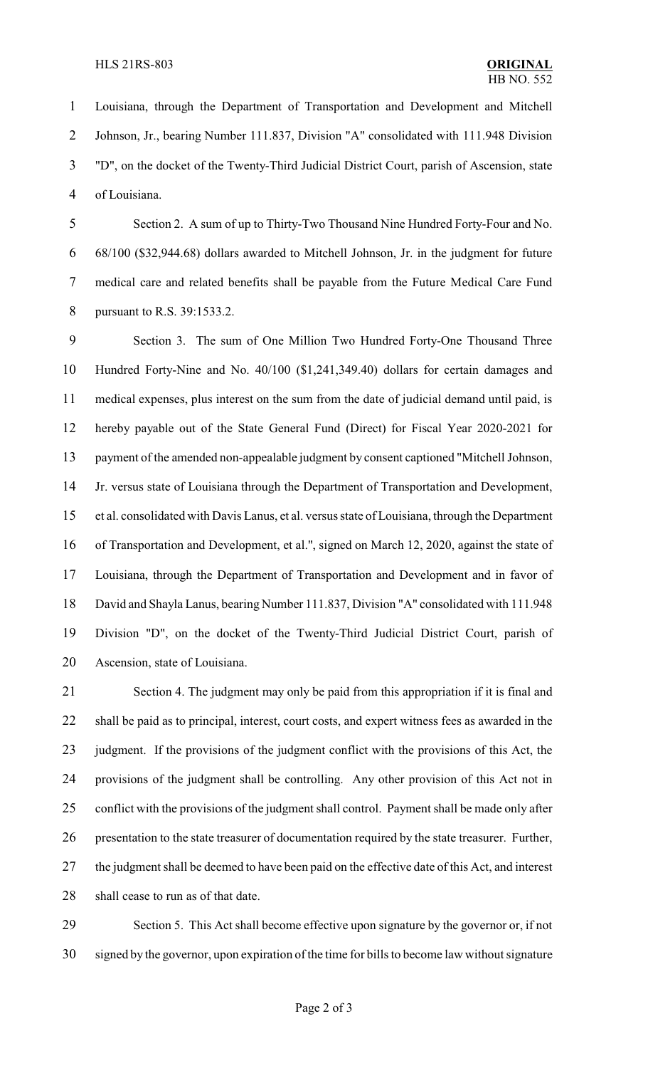Louisiana, through the Department of Transportation and Development and Mitchell Johnson, Jr., bearing Number 111.837, Division "A" consolidated with 111.948 Division "D", on the docket of the Twenty-Third Judicial District Court, parish of Ascension, state of Louisiana.

Section 2. A sum of up to Thirty-Two Thousand Nine Hundred Forty-Four and No. 68/100 ($32,944.68) dollars awarded to Mitchell Johnson, Jr. in the judgment for future medical care and related benefits shall be payable from the Future Medical Care Fund pursuant to R.S. 39:1533.2.

Section 3. The sum of One Million Two Hundred Forty-One Thousand Three Hundred Forty-Nine and No. 40/100 ($1,241,349.40) dollars for certain damages and medical expenses, plus interest on the sum from the date of judicial demand until paid, is hereby payable out of the State General Fund (Direct) for Fiscal Year 2020-2021 for payment of the amended non-appealable judgment by consent captioned "Mitchell Johnson, Jr. versus state of Louisiana through the Department of Transportation and Development, et al. consolidated with Davis Lanus, et al. versus state of Louisiana, through the Department of Transportation and Development, et al.", signed on March 12, 2020, against the state of Louisiana, through the Department of Transportation and Development and in favor of David and Shayla Lanus, bearing Number 111.837, Division "A" consolidated with 111.948 Division "D", on the docket of the Twenty-Third Judicial District Court, parish of Ascension, state of Louisiana.

Section 4. The judgment may only be paid from this appropriation if it is final and shall be paid as to principal, interest, court costs, and expert witness fees as awarded in the judgment. If the provisions of the judgment conflict with the provisions of this Act, the provisions of the judgment shall be controlling. Any other provision of this Act not in conflict with the provisions of the judgment shall control. Payment shall be made only after presentation to the state treasurer of documentation required by the state treasurer. Further, the judgment shall be deemed to have been paid on the effective date of this Act, and interest shall cease to run as of that date.

Section 5. This Act shall become effective upon signature by the governor or, if not signed by the governor, upon expiration of the time for bills to become law without signature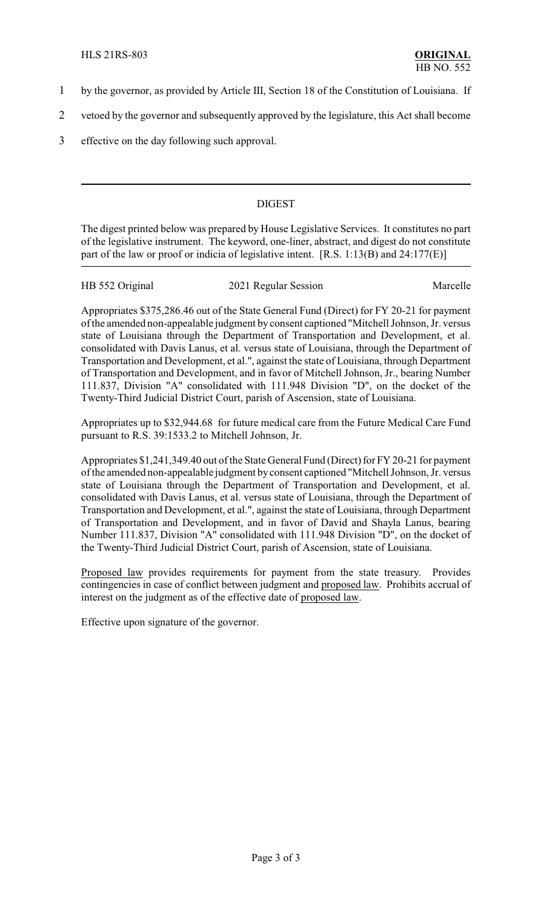by the governor, as provided by Article III, Section 18 of the Constitution of Louisiana. If vetoed by the governor and subsequently approved by the legislature, this Act shall become effective on the day following such approval.

---

## DIGEST

The digest printed below was prepared by House Legislative Services. It constitutes no part of the legislative instrument. The keyword, one-liner, abstract, and digest do not constitute part of the law or proof or indicia of legislative intent. [R.S. 1:13(B) and 24:177(E)]

HB 552 Original | 2021 Regular Session | Marcelle

Appropriates $375,286.46 out of the State General Fund (Direct) for FY 20-21 for payment of the amended non-appealable judgment by consent captioned "Mitchell Johnson, Jr. versus state of Louisiana through the Department of Transportation and Development, et al. consolidated with Davis Lanus, et al. versus state of Louisiana, through the Department of Transportation and Development, et al.", against the state of Louisiana, through Department of Transportation and Development, and in favor of Mitchell Johnson, Jr., bearing Number 111.837, Division "A" consolidated with 111.948 Division "D", on the docket of the Twenty-Third Judicial District Court, parish of Ascension, state of Louisiana.

Appropriates up to $32,944.68 for future medical care from the Future Medical Care Fund pursuant to R.S. 39:1533.2 to Mitchell Johnson, Jr.

Appropriates $1,241,349.40 out of the State General Fund (Direct) for FY 20-21 for payment of the amended non-appealable judgment by consent captioned "Mitchell Johnson, Jr. versus state of Louisiana through the Department of Transportation and Development, et al. consolidated with Davis Lanus, et al. versus state of Louisiana, through the Department of Transportation and Development, et al.", against the state of Louisiana, through Department of Transportation and Development, and in favor of David and Shayla Lanus, bearing Number 111.837, Division "A" consolidated with 111.948 Division "D", on the docket of the Twenty-Third Judicial District Court, parish of Ascension, state of Louisiana.

Proposed law provides requirements for payment from the state treasury. Provides contingencies in case of conflict between judgment and proposed law. Prohibits accrual of interest on the judgment as of the effective date of proposed law.

Effective upon signature of the governor.